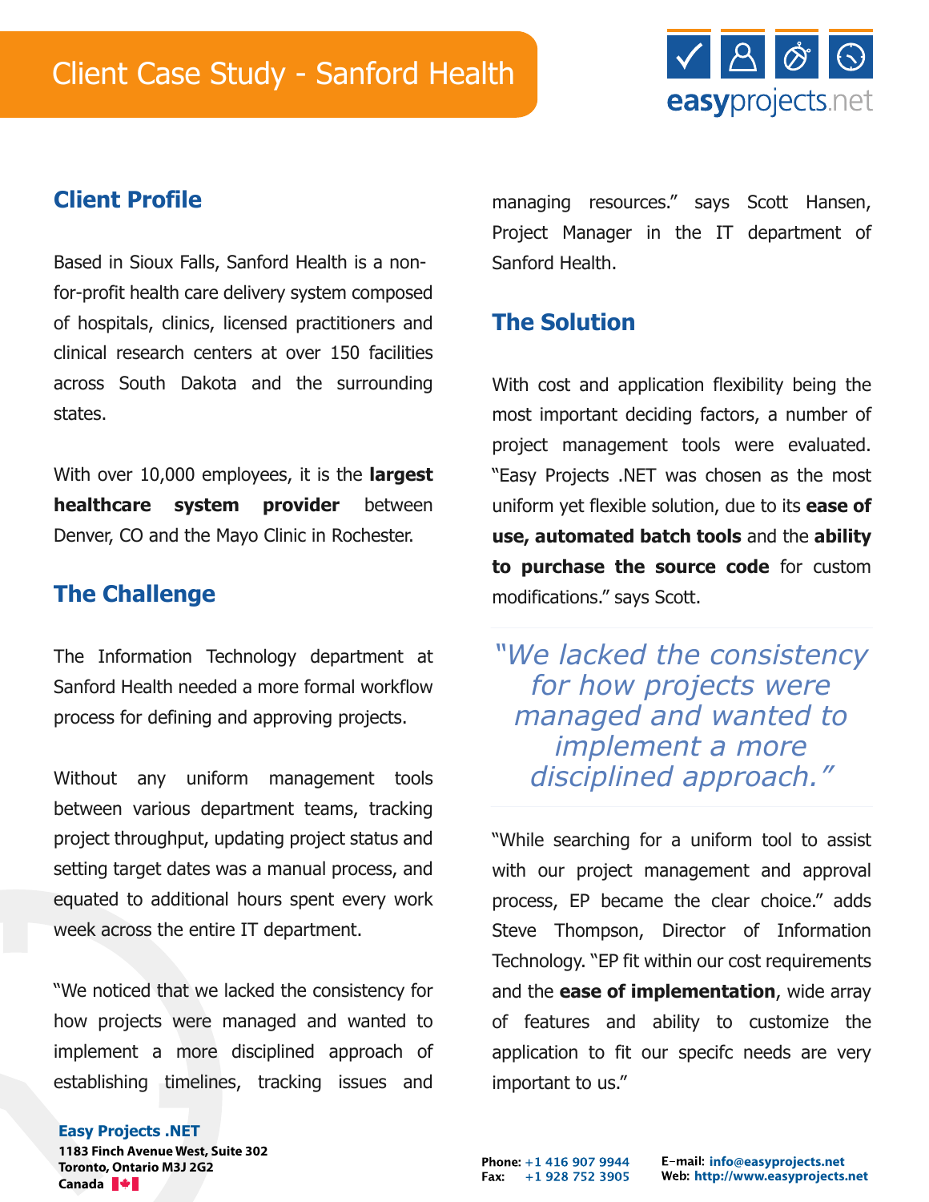# Client Case Study - Sanford Health

## Client Profile

Based in Sioux Falls, Sanford Health is a non-for-profit health care delivery system composed of hospitals, clinics, licensed practitioners and clinical research centers at over 150 facilities across South Dakota and the surrounding states.

With over 10,000 employees, it is the **largest healthcare system provider** between Denver, CO and the Mayo Clinic in Rochester.

## The Challenge

The Information Technology department at Sanford Health needed a more formal workflow process for defining and approving projects.

Without any uniform management tools between various department teams, tracking project throughput, updating project status and setting target dates was a manual process, and equated to additional hours spent every work week across the entire IT department.

"We noticed that we lacked the consistency for how projects were managed and wanted to implement a more disciplined approach of establishing timelines, tracking issues and managing resources." says Scott Hansen, Project Manager in the IT department of Sanford Health.

## The Solution

With cost and application flexibility being the most important deciding factors, a number of project management tools were evaluated. "Easy Projects .NET was chosen as the most uniform yet flexible solution, due to its **ease of use, automated batch tools** and the **ability to purchase the source code** for custom modifications." says Scott.

> *"We lacked the consistency for how projects were managed and wanted to implement a more disciplined approach."*

"While searching for a uniform tool to assist with our project management and approval process, EP became the clear choice." adds Steve Thompson, Director of Information Technology. "EP fit within our cost requirements and the **ease of implementation**, wide array of features and ability to customize the application to fit our specifc needs are very important to us."

**Easy Projects .NET**
**1183 Finch Avenue West, Suite 302**
**Toronto, Ontario M3J 2G2**
**Canada**

**Phone:** +1 416 907 9944
**Fax:** +1 928 752 3905
**E-mail:** info@easyprojects.net
**Web:** http://www.easyprojects.net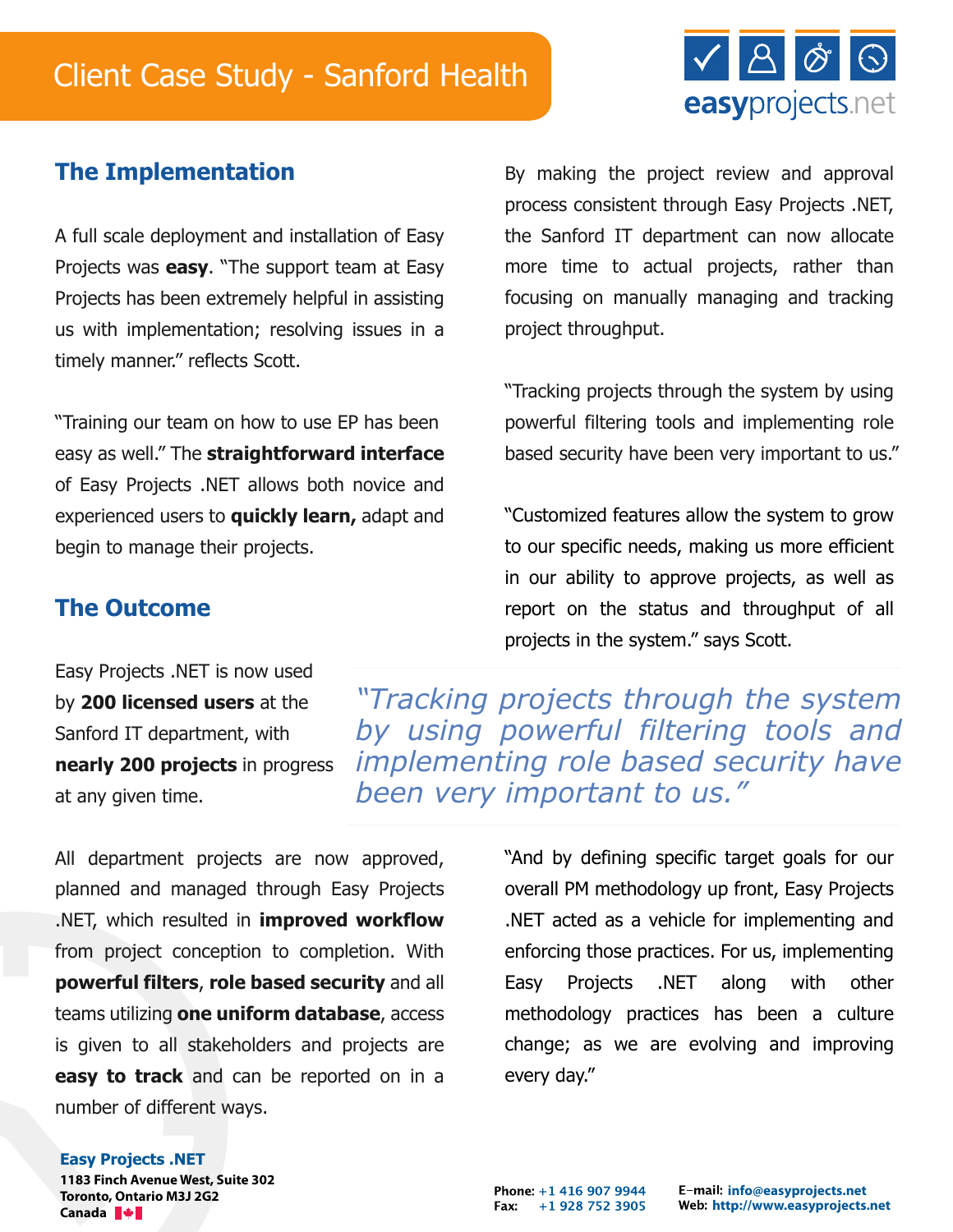# Client Case Study - Sanford Health

## The Implementation

A full scale deployment and installation of Easy Projects was **easy**. "The support team at Easy Projects has been extremely helpful in assisting us with implementation; resolving issues in a timely manner." reflects Scott.

"Training our team on how to use EP has been easy as well." The **straightforward interface** of Easy Projects .NET allows both novice and experienced users to **quickly learn,** adapt and begin to manage their projects.

## The Outcome

Easy Projects .NET is now used by **200 licensed users** at the Sanford IT department, with **nearly 200 projects** in progress at any given time.

All department projects are now approved, planned and managed through Easy Projects .NET, which resulted in **improved workflow** from project conception to completion. With **powerful filters**, **role based security** and all teams utilizing **one uniform database**, access is given to all stakeholders and projects are **easy to track** and can be reported on in a number of different ways.

By making the project review and approval process consistent through Easy Projects .NET, the Sanford IT department can now allocate more time to actual projects, rather than focusing on manually managing and tracking project throughput.

"Tracking projects through the system by using powerful filtering tools and implementing role based security have been very important to us."

"Customized features allow the system to grow to our specific needs, making us more efficient in our ability to approve projects, as well as report on the status and throughput of all projects in the system." says Scott.

*"Tracking projects through the system by using powerful filtering tools and implementing role based security have been very important to us."*

"And by defining specific target goals for our overall PM methodology up front, Easy Projects .NET acted as a vehicle for implementing and enforcing those practices. For us, implementing Easy Projects .NET along with other methodology practices has been a culture change; as we are evolving and improving every day."

**Easy Projects .NET**
**1183 Finch Avenue West, Suite 302**
**Toronto, Ontario M3J 2G2**
**Canada**

**Phone:** +1 416 907 9944
**Fax:** +1 928 752 3905

**E-mail:** info@easyprojects.net
**Web:** http://www.easyprojects.net